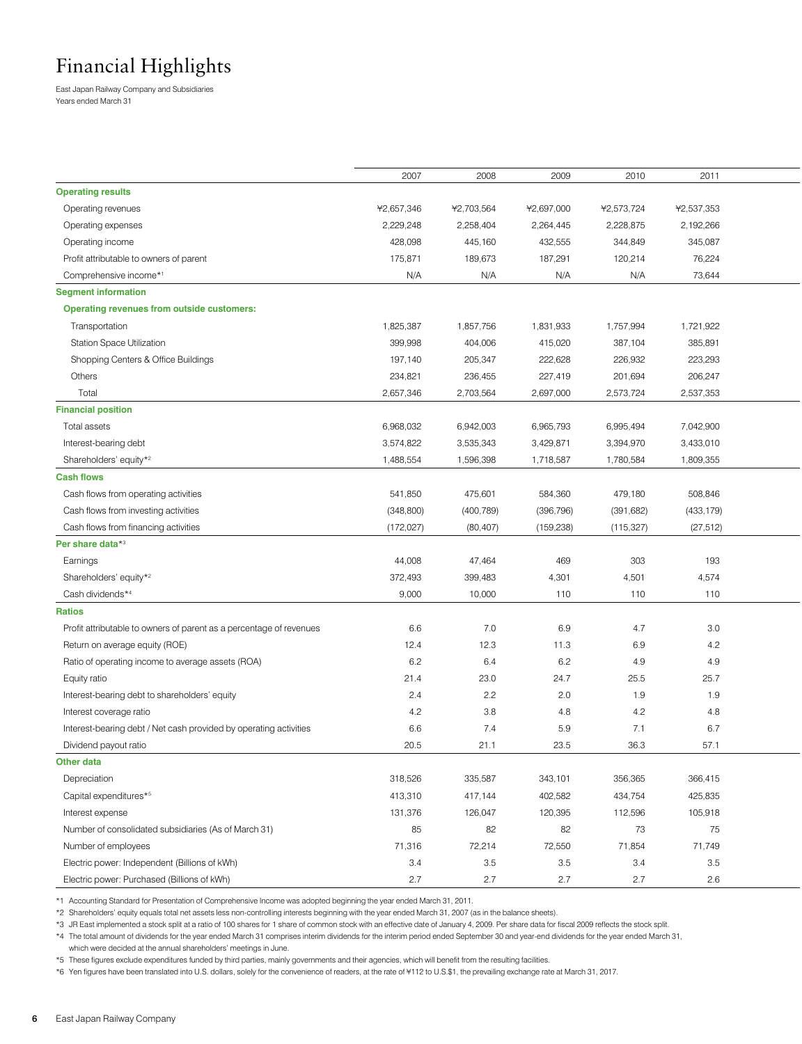# Financial Highlights

East Japan Railway Company and Subsidiaries
Years ended March 31

| | 2007 | 2008 | 2009 | 2010 | 2011 |
|---|---|---|---|---|---|
| **Operating results** | | | | | |
| Operating revenues | ¥2,657,346 | ¥2,703,564 | ¥2,697,000 | ¥2,573,724 | ¥2,537,353 |
| Operating expenses | 2,229,248 | 2,258,404 | 2,264,445 | 2,228,875 | 2,192,266 |
| Operating income | 428,098 | 445,160 | 432,555 | 344,849 | 345,087 |
| Profit attributable to owners of parent | 175,871 | 189,673 | 187,291 | 120,214 | 76,224 |
| Comprehensive income*1 | N/A | N/A | N/A | N/A | 73,644 |
| **Segment information** | | | | | |
| **Operating revenues from outside customers:** | | | | | |
| Transportation | 1,825,387 | 1,857,756 | 1,831,933 | 1,757,994 | 1,721,922 |
| Station Space Utilization | 399,998 | 404,006 | 415,020 | 387,104 | 385,891 |
| Shopping Centers & Office Buildings | 197,140 | 205,347 | 222,628 | 226,932 | 223,293 |
| Others | 234,821 | 236,455 | 227,419 | 201,694 | 206,247 |
| Total | 2,657,346 | 2,703,564 | 2,697,000 | 2,573,724 | 2,537,353 |
| **Financial position** | | | | | |
| Total assets | 6,968,032 | 6,942,003 | 6,965,793 | 6,995,494 | 7,042,900 |
| Interest-bearing debt | 3,574,822 | 3,535,343 | 3,429,871 | 3,394,970 | 3,433,010 |
| Shareholders' equity*2 | 1,488,554 | 1,596,398 | 1,718,587 | 1,780,584 | 1,809,355 |
| **Cash flows** | | | | | |
| Cash flows from operating activities | 541,850 | 475,601 | 584,360 | 479,180 | 508,846 |
| Cash flows from investing activities | (348,800) | (400,789) | (396,796) | (391,682) | (433,179) |
| Cash flows from financing activities | (172,027) | (80,407) | (159,238) | (115,327) | (27,512) |
| **Per share data*3** | | | | | |
| Earnings | 44,008 | 47,464 | 469 | 303 | 193 |
| Shareholders' equity*2 | 372,493 | 399,483 | 4,301 | 4,501 | 4,574 |
| Cash dividends*4 | 9,000 | 10,000 | 110 | 110 | 110 |
| **Ratios** | | | | | |
| Profit attributable to owners of parent as a percentage of revenues | 6.6 | 7.0 | 6.9 | 4.7 | 3.0 |
| Return on average equity (ROE) | 12.4 | 12.3 | 11.3 | 6.9 | 4.2 |
| Ratio of operating income to average assets (ROA) | 6.2 | 6.4 | 6.2 | 4.9 | 4.9 |
| Equity ratio | 21.4 | 23.0 | 24.7 | 25.5 | 25.7 |
| Interest-bearing debt to shareholders' equity | 2.4 | 2.2 | 2.0 | 1.9 | 1.9 |
| Interest coverage ratio | 4.2 | 3.8 | 4.8 | 4.2 | 4.8 |
| Interest-bearing debt / Net cash provided by operating activities | 6.6 | 7.4 | 5.9 | 7.1 | 6.7 |
| Dividend payout ratio | 20.5 | 21.1 | 23.5 | 36.3 | 57.1 |
| **Other data** | | | | | |
| Depreciation | 318,526 | 335,587 | 343,101 | 356,365 | 366,415 |
| Capital expenditures*5 | 413,310 | 417,144 | 402,582 | 434,754 | 425,835 |
| Interest expense | 131,376 | 126,047 | 120,395 | 112,596 | 105,918 |
| Number of consolidated subsidiaries (As of March 31) | 85 | 82 | 82 | 73 | 75 |
| Number of employees | 71,316 | 72,214 | 72,550 | 71,854 | 71,749 |
| Electric power: Independent (Billions of kWh) | 3.4 | 3.5 | 3.5 | 3.4 | 3.5 |
| Electric power: Purchased (Billions of kWh) | 2.7 | 2.7 | 2.7 | 2.7 | 2.6 |

*1 Accounting Standard for Presentation of Comprehensive Income was adopted beginning the year ended March 31, 2011.

*2 Shareholders' equity equals total net assets less non-controlling interests beginning with the year ended March 31, 2007 (as in the balance sheets).

*3 JR East implemented a stock split at a ratio of 100 shares for 1 share of common stock with an effective date of January 4, 2009. Per share data for fiscal 2009 reflects the stock split.

*4 The total amount of dividends for the year ended March 31 comprises interim dividends for the interim period ended September 30 and year-end dividends for the year ended March 31, which were decided at the annual shareholders' meetings in June.

*5 These figures exclude expenditures funded by third parties, mainly governments and their agencies, which will benefit from the resulting facilities.

*6 Yen figures have been translated into U.S. dollars, solely for the convenience of readers, at the rate of ¥112 to U.S.$1, the prevailing exchange rate at March 31, 2017.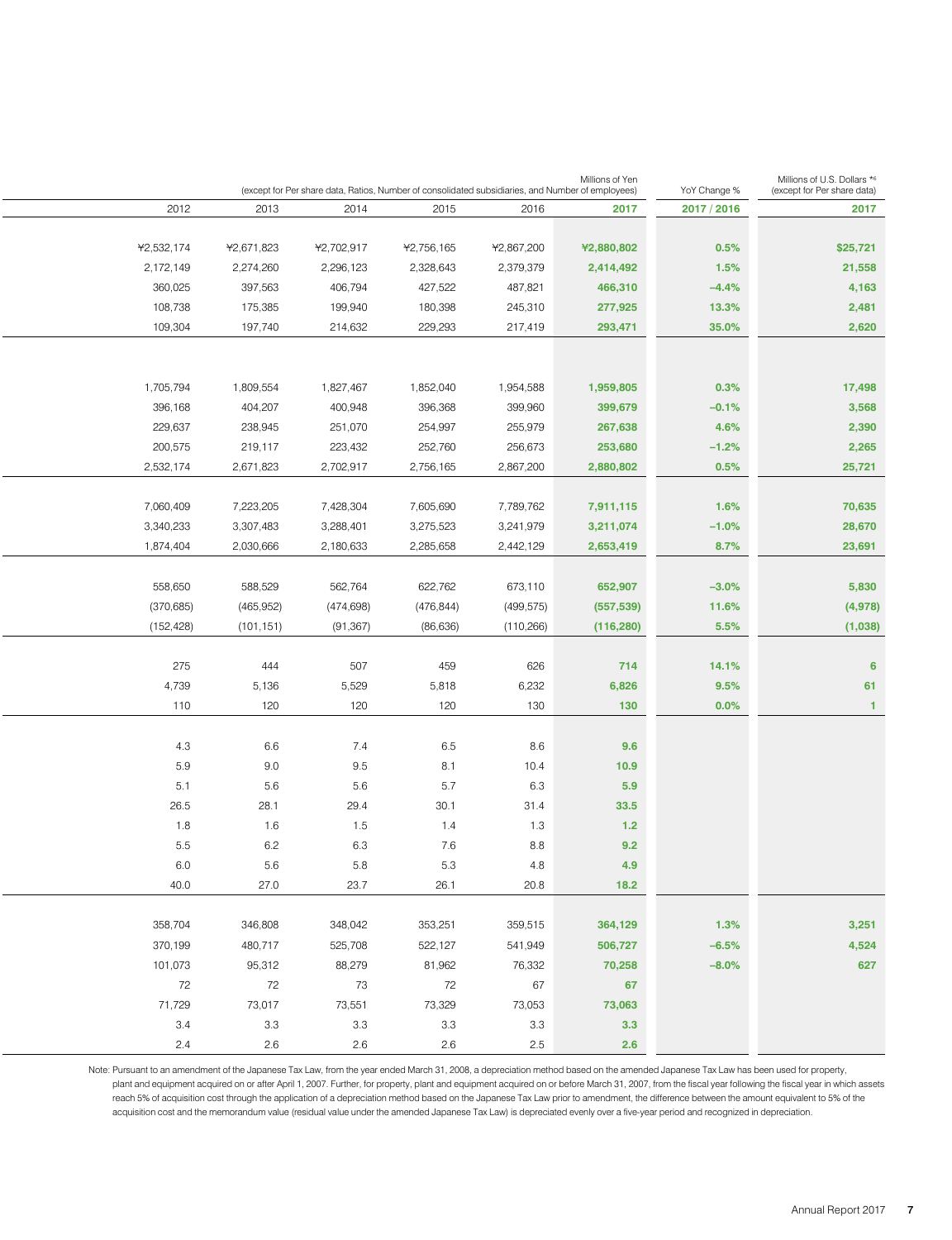| | | | | | Millions of Yen (except for Per share data, Ratios, Number of consolidated subsidiaries, and Number of employees) | YoY Change % | Millions of U.S. Dollars *6 (except for Per share data) |
|---|---|---|---|---|---|---|---|
| 2012 | 2013 | 2014 | 2015 | 2016 | **2017** | **2017 / 2016** | **2017** |
| ¥2,532,174 | ¥2,671,823 | ¥2,702,917 | ¥2,756,165 | ¥2,867,200 | **¥2,880,802** | **0.5%** | **$25,721** |
| 2,172,149 | 2,274,260 | 2,296,123 | 2,328,643 | 2,379,379 | **2,414,492** | **1.5%** | **21,558** |
| 360,025 | 397,563 | 406,794 | 427,522 | 487,821 | **466,310** | **−4.4%** | **4,163** |
| 108,738 | 175,385 | 199,940 | 180,398 | 245,310 | **277,925** | **13.3%** | **2,481** |
| 109,304 | 197,740 | 214,632 | 229,293 | 217,419 | **293,471** | **35.0%** | **2,620** |
| | | | | | | | |
| 1,705,794 | 1,809,554 | 1,827,467 | 1,852,040 | 1,954,588 | **1,959,805** | **0.3%** | **17,498** |
| 396,168 | 404,207 | 400,948 | 396,368 | 399,960 | **399,679** | **−0.1%** | **3,568** |
| 229,637 | 238,945 | 251,070 | 254,997 | 255,979 | **267,638** | **4.6%** | **2,390** |
| 200,575 | 219,117 | 223,432 | 252,760 | 256,673 | **253,680** | **−1.2%** | **2,265** |
| 2,532,174 | 2,671,823 | 2,702,917 | 2,756,165 | 2,867,200 | **2,880,802** | **0.5%** | **25,721** |
| | | | | | | | |
| 7,060,409 | 7,223,205 | 7,428,304 | 7,605,690 | 7,789,762 | **7,911,115** | **1.6%** | **70,635** |
| 3,340,233 | 3,307,483 | 3,288,401 | 3,275,523 | 3,241,979 | **3,211,074** | **−1.0%** | **28,670** |
| 1,874,404 | 2,030,666 | 2,180,633 | 2,285,658 | 2,442,129 | **2,653,419** | **8.7%** | **23,691** |
| | | | | | | | |
| 558,650 | 588,529 | 562,764 | 622,762 | 673,110 | **652,907** | **−3.0%** | **5,830** |
| (370,685) | (465,952) | (474,698) | (476,844) | (499,575) | **(557,539)** | **11.6%** | **(4,978)** |
| (152,428) | (101,151) | (91,367) | (86,636) | (110,266) | **(116,280)** | **5.5%** | **(1,038)** |
| | | | | | | | |
| 275 | 444 | 507 | 459 | 626 | **714** | **14.1%** | **6** |
| 4,739 | 5,136 | 5,529 | 5,818 | 6,232 | **6,826** | **9.5%** | **61** |
| 110 | 120 | 120 | 120 | 130 | **130** | **0.0%** | **1** |
| | | | | | | | |
| 4.3 | 6.6 | 7.4 | 6.5 | 8.6 | **9.6** | | |
| 5.9 | 9.0 | 9.5 | 8.1 | 10.4 | **10.9** | | |
| 5.1 | 5.6 | 5.6 | 5.7 | 6.3 | **5.9** | | |
| 26.5 | 28.1 | 29.4 | 30.1 | 31.4 | **33.5** | | |
| 1.8 | 1.6 | 1.5 | 1.4 | 1.3 | **1.2** | | |
| 5.5 | 6.2 | 6.3 | 7.6 | 8.8 | **9.2** | | |
| 6.0 | 5.6 | 5.8 | 5.3 | 4.8 | **4.9** | | |
| 40.0 | 27.0 | 23.7 | 26.1 | 20.8 | **18.2** | | |
| | | | | | | | |
| 358,704 | 346,808 | 348,042 | 353,251 | 359,515 | **364,129** | **1.3%** | **3,251** |
| 370,199 | 480,717 | 525,708 | 522,127 | 541,949 | **506,727** | **−6.5%** | **4,524** |
| 101,073 | 95,312 | 88,279 | 81,962 | 76,332 | **70,258** | **−8.0%** | **627** |
| 72 | 72 | 73 | 72 | 67 | **67** | | |
| 71,729 | 73,017 | 73,551 | 73,329 | 73,053 | **73,063** | | |
| 3.4 | 3.3 | 3.3 | 3.3 | 3.3 | **3.3** | | |
| 2.4 | 2.6 | 2.6 | 2.6 | 2.5 | **2.6** | | |

Note: Pursuant to an amendment of the Japanese Tax Law, from the year ended March 31, 2008, a depreciation method based on the amended Japanese Tax Law has been used for property, plant and equipment acquired on or after April 1, 2007. Further, for property, plant and equipment acquired on or before March 31, 2007, from the fiscal year following the fiscal year in which assets reach 5% of acquisition cost through the application of a depreciation method based on the Japanese Tax Law prior to amendment, the difference between the amount equivalent to 5% of the acquisition cost and the memorandum value (residual value under the amended Japanese Tax Law) is depreciated evenly over a five-year period and recognized in depreciation.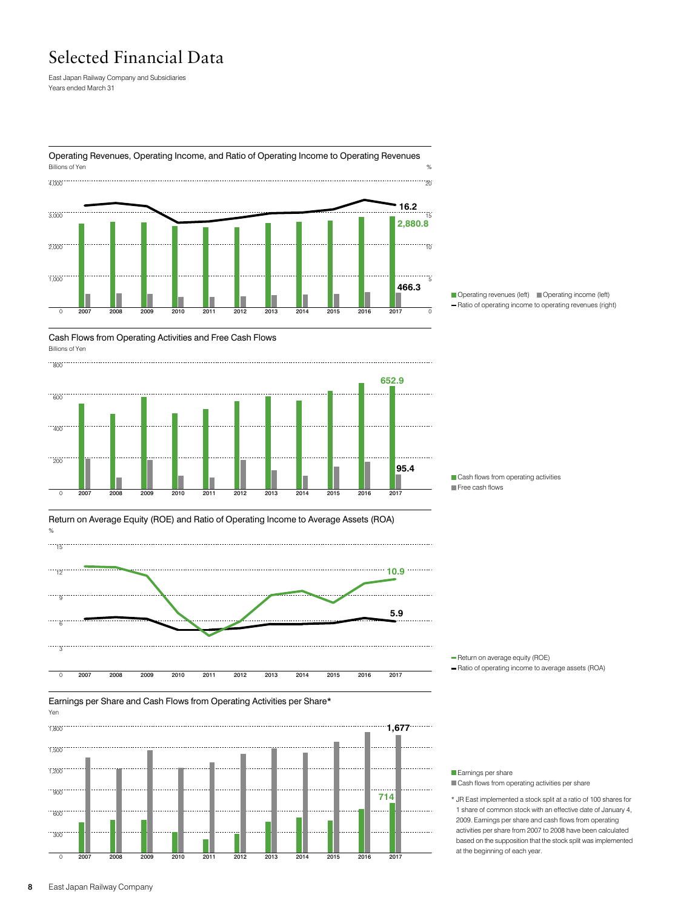# Selected Financial Data

East Japan Railway Company and Subsidiaries
Years ended March 31

## Operating Revenues, Operating Income, and Ratio of Operating Income to Operating Revenues

Billions of Yen / %

Axis (left): 0, 1,000, 2,000, 3,000, 4,000
Axis (right): 0, 5, 10, 15, 20
Years: 2007, 2008, 2009, 2010, 2011, 2012, 2013, 2014, 2015, 2016, 2017

16.2
2,880.8
466.3

Operating revenues (left) Operating income (left)
Ratio of operating income to operating revenues (right)

## Cash Flows from Operating Activities and Free Cash Flows

Billions of Yen

Axis: 0, 200, 400, 600, 800
Years: 2007, 2008, 2009, 2010, 2011, 2012, 2013, 2014, 2015, 2016, 2017

652.9
95.4

Cash flows from operating activities
Free cash flows

## Return on Average Equity (ROE) and Ratio of Operating Income to Average Assets (ROA)

%

Axis: 0, 3, 6, 9, 12, 15
Years: 2007, 2008, 2009, 2010, 2011, 2012, 2013, 2014, 2015, 2016, 2017

10.9
5.9

Return on average equity (ROE)
Ratio of operating income to average assets (ROA)

## Earnings per Share and Cash Flows from Operating Activities per Share*

Yen

Axis: 0, 300, 600, 900, 1,200, 1,500, 1,800
Years: 2007, 2008, 2009, 2010, 2011, 2012, 2013, 2014, 2015, 2016, 2017

1,677
714

Earnings per share
Cash flows from operating activities per share

* JR East implemented a stock split at a ratio of 100 shares for 1 share of common stock with an effective date of January 4, 2009. Earnings per share and cash flows from operating activities per share from 2007 to 2008 have been calculated based on the supposition that the stock split was implemented at the beginning of each year.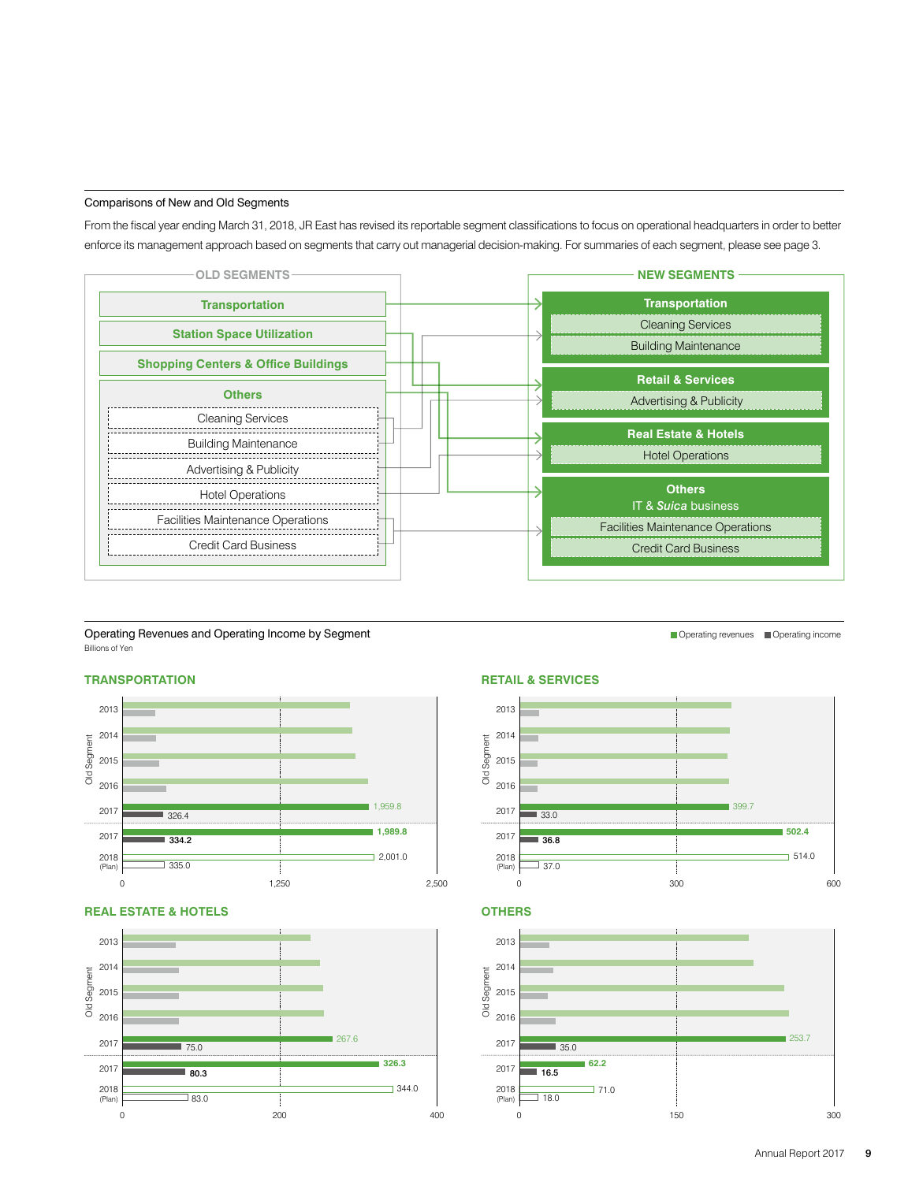## Comparisons of New and Old Segments

From the fiscal year ending March 31, 2018, JR East has revised its reportable segment classifications to focus on operational headquarters in order to better enforce its management approach based on segments that carry out managerial decision-making. For summaries of each segment, please see page 3.

**OLD SEGMENTS**

- Transportation
- Station Space Utilization
- Shopping Centers & Office Buildings
- Others
  - Cleaning Services
  - Building Maintenance
  - Advertising & Publicity
  - Hotel Operations
  - Facilities Maintenance Operations
  - Credit Card Business

**NEW SEGMENTS**

- Transportation
  - Cleaning Services
  - Building Maintenance
- Retail & Services
  - Advertising & Publicity
- Real Estate & Hotels
  - Hotel Operations
- Others
  - IT & *Suica* business
  - Facilities Maintenance Operations
  - Credit Card Business

## Operating Revenues and Operating Income by Segment

Billions of Yen

■ Operating revenues ■ Operating income

### TRANSPORTATION

| | Year | Operating revenues | Operating income |
|---|---|---|---|
| Old Segment | 2017 | 1,959.8 | 326.4 |
| | 2017 | 1,989.8 | 334.2 |
| | 2018 (Plan) | 2,001.0 | 335.0 |

### RETAIL & SERVICES

| | Year | Operating revenues | Operating income |
|---|---|---|---|
| Old Segment | 2017 | 399.7 | 33.0 |
| | 2017 | 502.4 | 36.8 |
| | 2018 (Plan) | 514.0 | 37.0 |

### REAL ESTATE & HOTELS

| | Year | Operating revenues | Operating income |
|---|---|---|---|
| Old Segment | 2017 | 267.6 | 75.0 |
| | 2017 | 326.3 | 80.3 |
| | 2018 (Plan) | 344.0 | 83.0 |

### OTHERS

| | Year | Operating revenues | Operating income |
|---|---|---|---|
| Old Segment | 2017 | 253.7 | 35.0 |
| | 2017 | 62.2 | 16.5 |
| | 2018 (Plan) | 71.0 | 18.0 |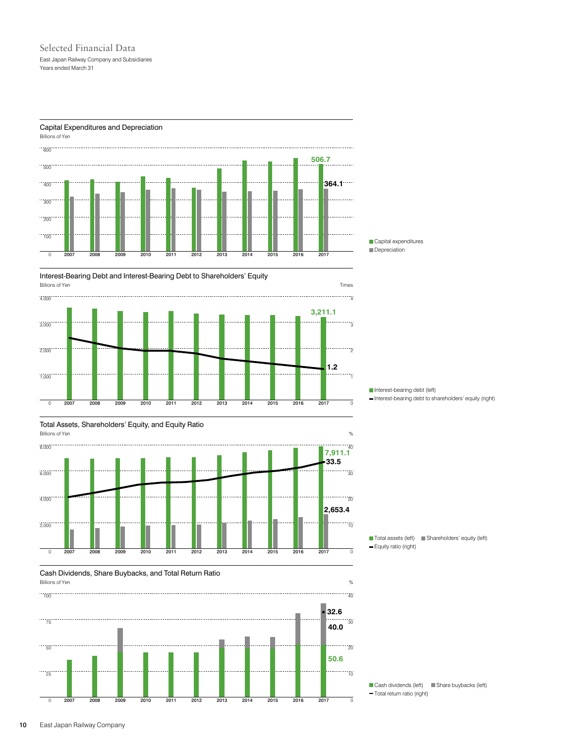# Selected Financial Data

East Japan Railway Company and Subsidiaries
Years ended March 31

## Capital Expenditures and Depreciation

Billions of Yen

600, 500, 400, 300, 200, 100, 0

2007, 2008, 2009, 2010, 2011, 2012, 2013, 2014, 2015, 2016, 2017

506.7

364.1

Capital expenditures
Depreciation

## Interest-Bearing Debt and Interest-Bearing Debt to Shareholders' Equity

Billions of Yen — Times

4,000, 3,000, 2,000, 1,000, 0 — 4, 3, 2, 1, 0

2007, 2008, 2009, 2010, 2011, 2012, 2013, 2014, 2015, 2016, 2017

3,211.1

1.2

Interest-bearing debt (left)
Interest-bearing debt to shareholders' equity (right)

## Total Assets, Shareholders' Equity, and Equity Ratio

Billions of Yen — %

8,000, 6,000, 4,000, 2,000, 0 — 40, 30, 20, 10, 0

2007, 2008, 2009, 2010, 2011, 2012, 2013, 2014, 2015, 2016, 2017

7,911.1

33.5

2,653.4

Total assets (left)　Shareholders' equity (left)
Equity ratio (right)

## Cash Dividends, Share Buybacks, and Total Return Ratio

Billions of Yen — %

100, 75, 50, 25, 0 — 40, 30, 20, 10, 0

2007, 2008, 2009, 2010, 2011, 2012, 2013, 2014, 2015, 2016, 2017

32.6

40.0

50.6

Cash dividends (left)　Share buybacks (left)
Total return ratio (right)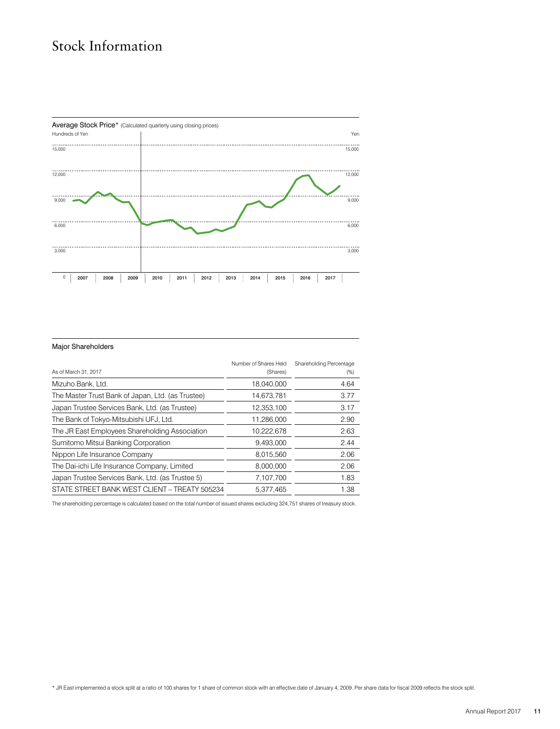# Stock Information

Average Stock Price* (Calculated quarterly using closing prices)

Hundreds of Yen

Yen

15,000

12,000

9,000

6,000

3,000

0

2007 2008 2009 2010 2011 2012 2013 2014 2015 2016 2017

Major Shareholders

| As of March 31, 2017 | Number of Shares Held (Shares) | Shareholding Percentage (%) |
|---|---|---|
| Mizuho Bank, Ltd. | 18,040,000 | 4.64 |
| The Master Trust Bank of Japan, Ltd. (as Trustee) | 14,673,781 | 3.77 |
| Japan Trustee Services Bank, Ltd. (as Trustee) | 12,353,100 | 3.17 |
| The Bank of Tokyo-Mitsubishi UFJ, Ltd. | 11,286,000 | 2.90 |
| The JR East Employees Shareholding Association | 10,222,678 | 2.63 |
| Sumitomo Mitsui Banking Corporation | 9,493,000 | 2.44 |
| Nippon Life Insurance Company | 8,015,560 | 2.06 |
| The Dai-ichi Life Insurance Company, Limited | 8,000,000 | 2.06 |
| Japan Trustee Services Bank, Ltd. (as Trustee 5) | 7,107,700 | 1.83 |
| STATE STREET BANK WEST CLIENT – TREATY 505234 | 5,377,465 | 1.38 |

The shareholding percentage is calculated based on the total number of issued shares excluding 324,751 shares of treasury stock.

* JR East implemented a stock split at a ratio of 100 shares for 1 share of common stock with an effective date of January 4, 2009. Per share data for fiscal 2009 reflects the stock split.